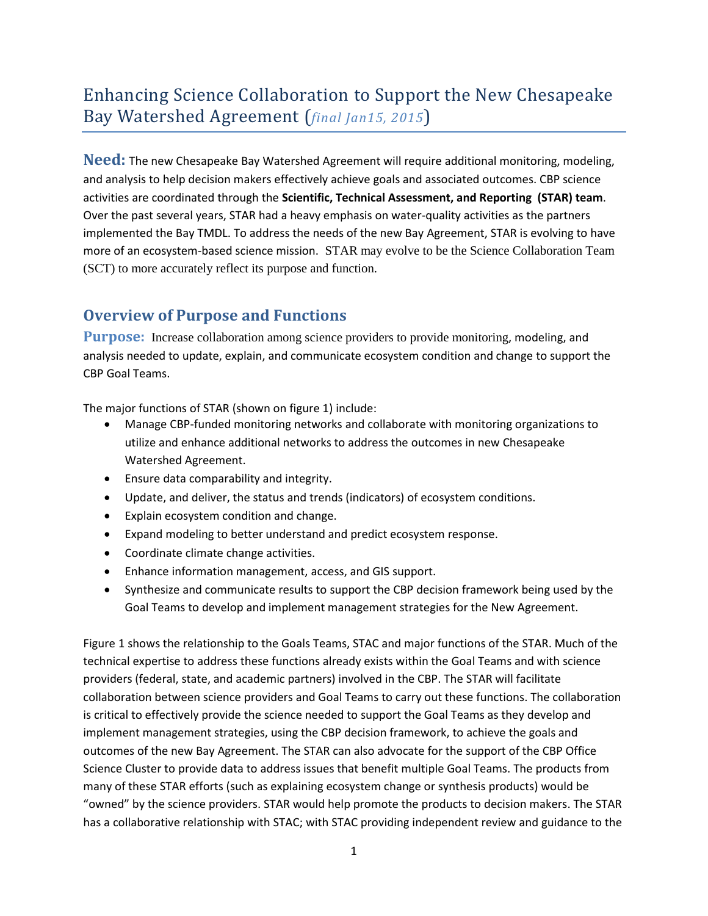# Enhancing Science Collaboration to Support the New Chesapeake Bay Watershed Agreement (*final Jan15, 2015*)

**Need:** The new Chesapeake Bay Watershed Agreement will require additional monitoring, modeling, and analysis to help decision makers effectively achieve goals and associated outcomes. CBP science activities are coordinated through the **Scientific, Technical Assessment, and Reporting (STAR) team**. Over the past several years, STAR had a heavy emphasis on water-quality activities as the partners implemented the Bay TMDL. To address the needs of the new Bay Agreement, STAR is evolving to have more of an ecosystem-based science mission. STAR may evolve to be the Science Collaboration Team (SCT) to more accurately reflect its purpose and function.

## Overview of Purpose and Functions

**Purpose:** Increase collaboration among science providers to provide monitoring, modeling, and analysis needed to update, explain, and communicate ecosystem condition and change to support the CBP Goal Teams.

The major functions of STAR (shown on figure 1) include:

- Manage CBP-funded monitoring networks and collaborate with monitoring organizations to utilize and enhance additional networks to address the outcomes in new Chesapeake Watershed Agreement.
- Ensure data comparability and integrity.
- Update, and deliver, the status and trends (indicators) of ecosystem conditions.
- Explain ecosystem condition and change.
- Expand modeling to better understand and predict ecosystem response.
- Coordinate climate change activities.
- Enhance information management, access, and GIS support.
- Synthesize and communicate results to support the CBP decision framework being used by the Goal Teams to develop and implement management strategies for the New Agreement.

Figure 1 shows the relationship to the Goals Teams, STAC and major functions of the STAR. Much of the technical expertise to address these functions already exists within the Goal Teams and with science providers (federal, state, and academic partners) involved in the CBP. The STAR will facilitate collaboration between science providers and Goal Teams to carry out these functions. The collaboration is critical to effectively provide the science needed to support the Goal Teams as they develop and implement management strategies, using the CBP decision framework, to achieve the goals and outcomes of the new Bay Agreement. The STAR can also advocate for the support of the CBP Office Science Cluster to provide data to address issues that benefit multiple Goal Teams. The products from many of these STAR efforts (such as explaining ecosystem change or synthesis products) would be "owned" by the science providers. STAR would help promote the products to decision makers. The STAR has a collaborative relationship with STAC; with STAC providing independent review and guidance to the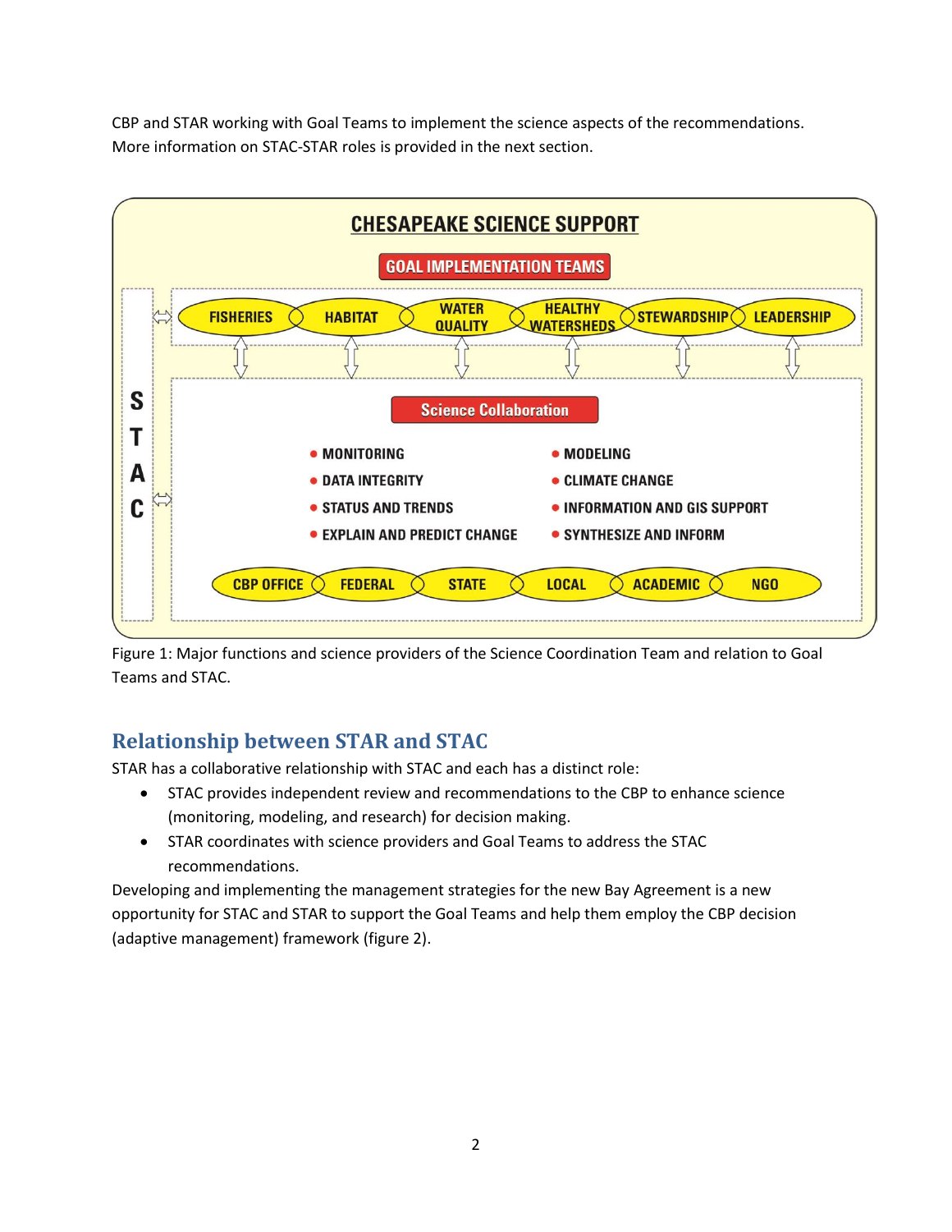CBP and STAR working with Goal Teams to implement the science aspects of the recommendations. More information on STAC-STAR roles is provided in the next section.

**CHESAPEAKE SCIENCE SUPPORT**

**GOAL IMPLEMENTATION TEAMS**

FISHERIES | HABITAT | WATER QUALITY | HEALTHY WATERSHEDS | STEWARDSHIP | LEADERSHIP

**Science Collaboration**

- MONITORING
- DATA INTEGRITY
- STATUS AND TRENDS
- EXPLAIN AND PREDICT CHANGE
- MODELING
- CLIMATE CHANGE
- INFORMATION AND GIS SUPPORT
- SYNTHESIZE AND INFORM

CBP OFFICE | FEDERAL | STATE | LOCAL | ACADEMIC | NGO

STAC

Figure 1: Major functions and science providers of the Science Coordination Team and relation to Goal Teams and STAC.

## Relationship between STAR and STAC

STAR has a collaborative relationship with STAC and each has a distinct role:

- STAC provides independent review and recommendations to the CBP to enhance science (monitoring, modeling, and research) for decision making.
- STAR coordinates with science providers and Goal Teams to address the STAC recommendations.

Developing and implementing the management strategies for the new Bay Agreement is a new opportunity for STAC and STAR to support the Goal Teams and help them employ the CBP decision (adaptive management) framework (figure 2).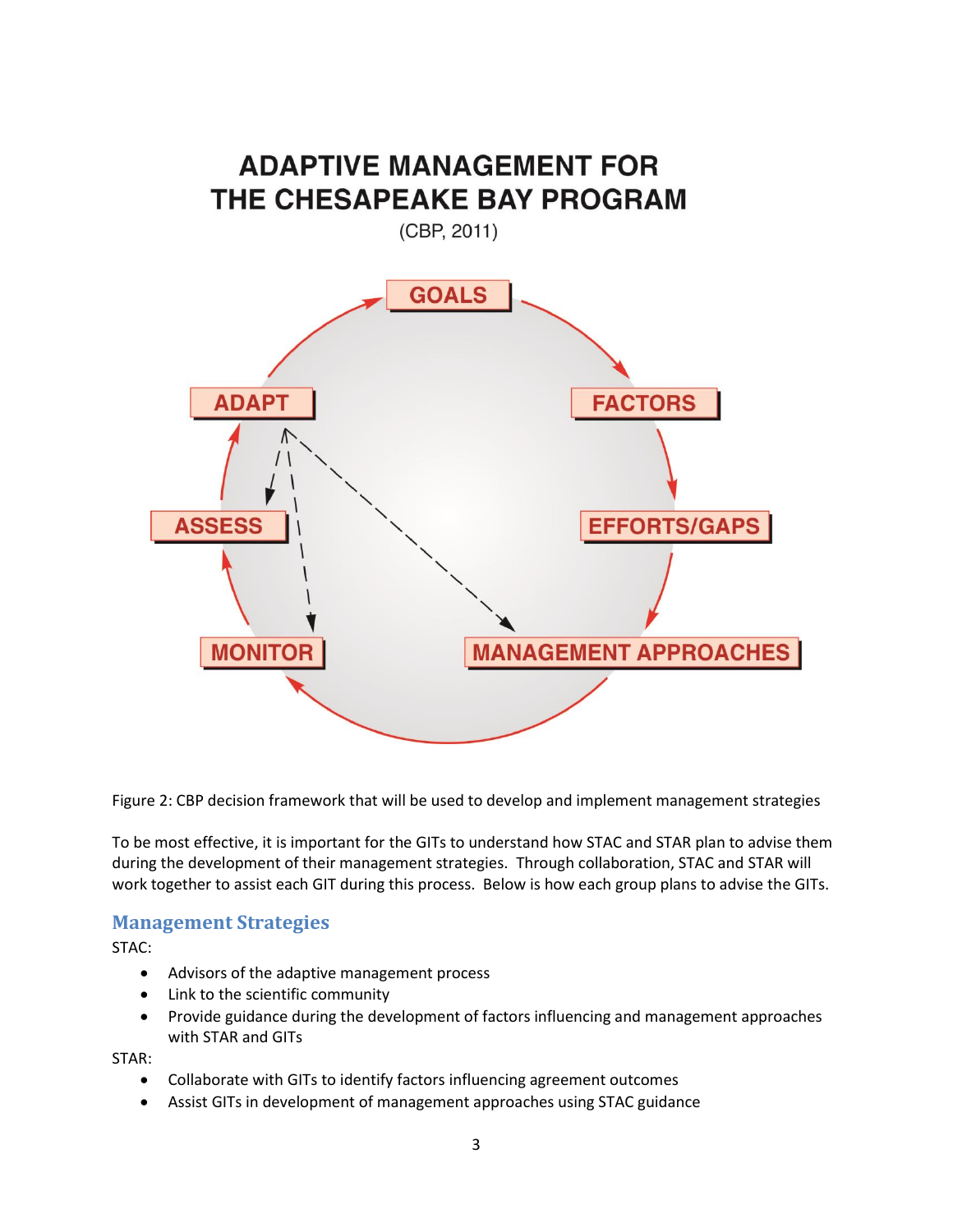# ADAPTIVE MANAGEMENT FOR THE CHESAPEAKE BAY PROGRAM

(CBP, 2011)

GOALS → FACTORS → EFFORTS/GAPS → MANAGEMENT APPROACHES → MONITOR → ASSESS → ADAPT → GOALS

Figure 2: CBP decision framework that will be used to develop and implement management strategies

To be most effective, it is important for the GITs to understand how STAC and STAR plan to advise them during the development of their management strategies. Through collaboration, STAC and STAR will work together to assist each GIT during this process. Below is how each group plans to advise the GITs.

## Management Strategies

STAC:

- Advisors of the adaptive management process
- Link to the scientific community
- Provide guidance during the development of factors influencing and management approaches with STAR and GITs

STAR:

- Collaborate with GITs to identify factors influencing agreement outcomes
- Assist GITs in development of management approaches using STAC guidance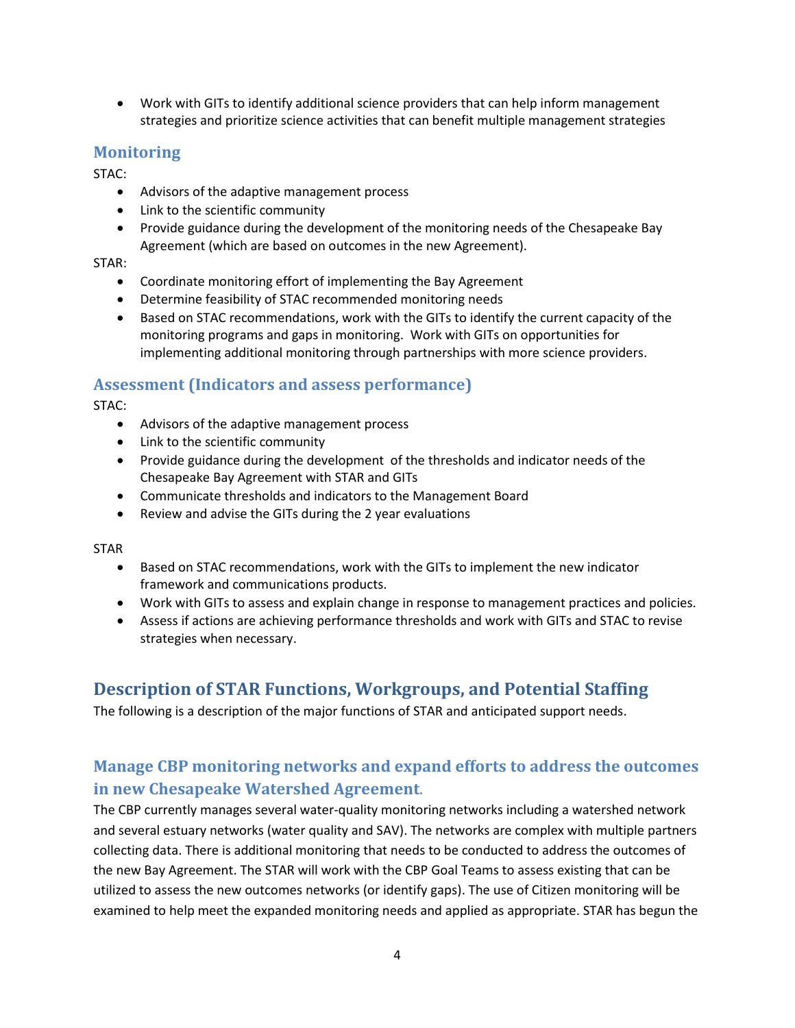- Work with GITs to identify additional science providers that can help inform management strategies and prioritize science activities that can benefit multiple management strategies

### Monitoring

STAC:

- Advisors of the adaptive management process
- Link to the scientific community
- Provide guidance during the development of the monitoring needs of the Chesapeake Bay Agreement (which are based on outcomes in the new Agreement).

STAR:

- Coordinate monitoring effort of implementing the Bay Agreement
- Determine feasibility of STAC recommended monitoring needs
- Based on STAC recommendations, work with the GITs to identify the current capacity of the monitoring programs and gaps in monitoring. Work with GITs on opportunities for implementing additional monitoring through partnerships with more science providers.

### Assessment (Indicators and assess performance)

STAC:

- Advisors of the adaptive management process
- Link to the scientific community
- Provide guidance during the development of the thresholds and indicator needs of the Chesapeake Bay Agreement with STAR and GITs
- Communicate thresholds and indicators to the Management Board
- Review and advise the GITs during the 2 year evaluations

STAR

- Based on STAC recommendations, work with the GITs to implement the new indicator framework and communications products.
- Work with GITs to assess and explain change in response to management practices and policies.
- Assess if actions are achieving performance thresholds and work with GITs and STAC to revise strategies when necessary.

## Description of STAR Functions, Workgroups, and Potential Staffing

The following is a description of the major functions of STAR and anticipated support needs.

### Manage CBP monitoring networks and expand efforts to address the outcomes in new Chesapeake Watershed Agreement.

The CBP currently manages several water-quality monitoring networks including a watershed network and several estuary networks (water quality and SAV). The networks are complex with multiple partners collecting data. There is additional monitoring that needs to be conducted to address the outcomes of the new Bay Agreement. The STAR will work with the CBP Goal Teams to assess existing that can be utilized to assess the new outcomes networks (or identify gaps). The use of Citizen monitoring will be examined to help meet the expanded monitoring needs and applied as appropriate. STAR has begun the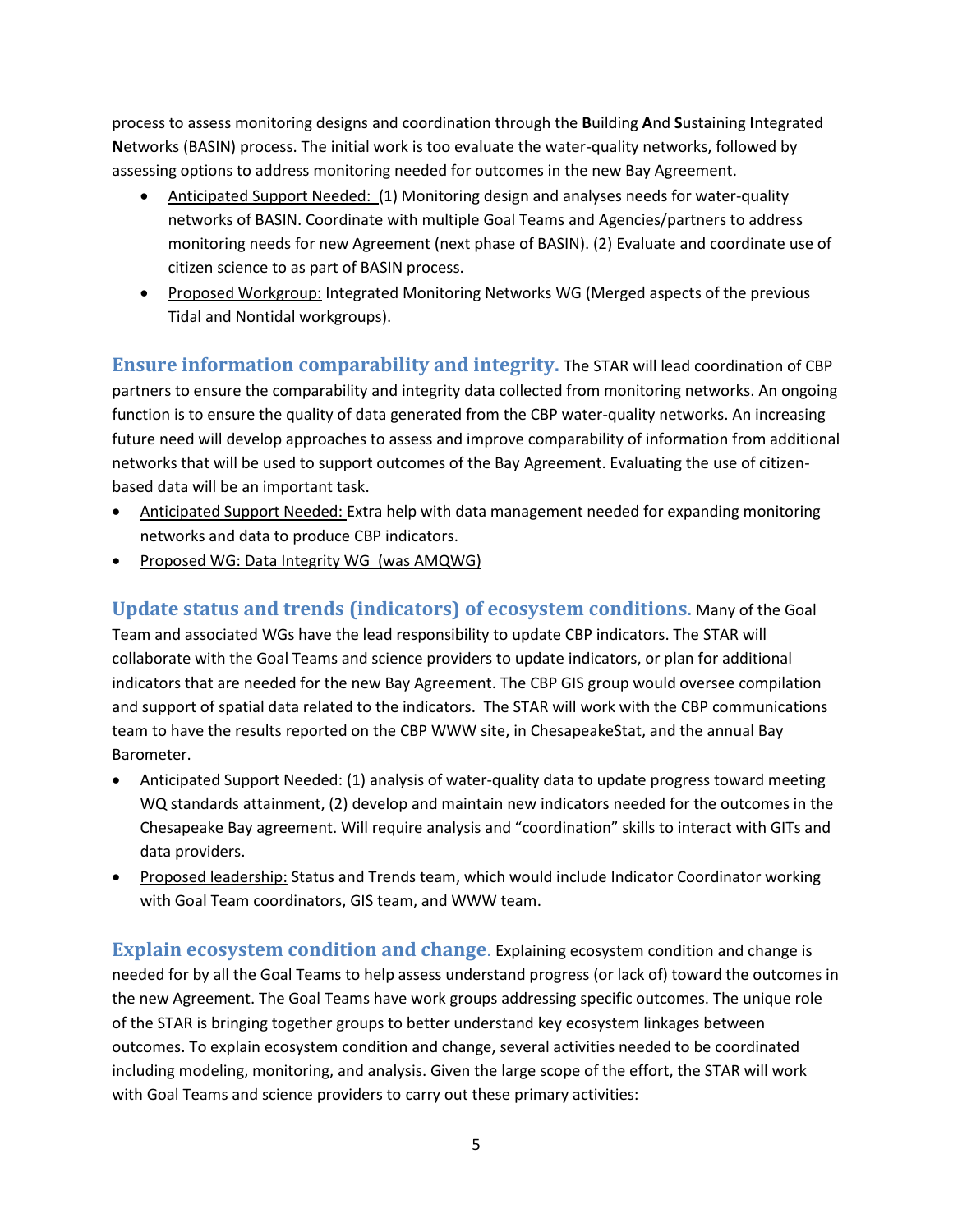process to assess monitoring designs and coordination through the **B**uilding **A**nd **S**ustaining **I**ntegrated **N**etworks (BASIN) process. The initial work is too evaluate the water-quality networks, followed by assessing options to address monitoring needed for outcomes in the new Bay Agreement.

- Anticipated Support Needed: (1) Monitoring design and analyses needs for water-quality networks of BASIN. Coordinate with multiple Goal Teams and Agencies/partners to address monitoring needs for new Agreement (next phase of BASIN). (2) Evaluate and coordinate use of citizen science to as part of BASIN process.
- Proposed Workgroup: Integrated Monitoring Networks WG (Merged aspects of the previous Tidal and Nontidal workgroups).

**Ensure information comparability and integrity.** The STAR will lead coordination of CBP partners to ensure the comparability and integrity data collected from monitoring networks. An ongoing function is to ensure the quality of data generated from the CBP water-quality networks. An increasing future need will develop approaches to assess and improve comparability of information from additional networks that will be used to support outcomes of the Bay Agreement. Evaluating the use of citizen-based data will be an important task.

- Anticipated Support Needed: Extra help with data management needed for expanding monitoring networks and data to produce CBP indicators.
- Proposed WG: Data Integrity WG (was AMQWG)

**Update status and trends (indicators) of ecosystem conditions.** Many of the Goal Team and associated WGs have the lead responsibility to update CBP indicators. The STAR will collaborate with the Goal Teams and science providers to update indicators, or plan for additional indicators that are needed for the new Bay Agreement. The CBP GIS group would oversee compilation and support of spatial data related to the indicators. The STAR will work with the CBP communications team to have the results reported on the CBP WWW site, in ChesapeakeStat, and the annual Bay Barometer.

- Anticipated Support Needed: (1) analysis of water-quality data to update progress toward meeting WQ standards attainment, (2) develop and maintain new indicators needed for the outcomes in the Chesapeake Bay agreement. Will require analysis and "coordination" skills to interact with GITs and data providers.
- Proposed leadership: Status and Trends team, which would include Indicator Coordinator working with Goal Team coordinators, GIS team, and WWW team.

**Explain ecosystem condition and change.** Explaining ecosystem condition and change is needed for by all the Goal Teams to help assess understand progress (or lack of) toward the outcomes in the new Agreement. The Goal Teams have work groups addressing specific outcomes. The unique role of the STAR is bringing together groups to better understand key ecosystem linkages between outcomes. To explain ecosystem condition and change, several activities needed to be coordinated including modeling, monitoring, and analysis. Given the large scope of the effort, the STAR will work with Goal Teams and science providers to carry out these primary activities: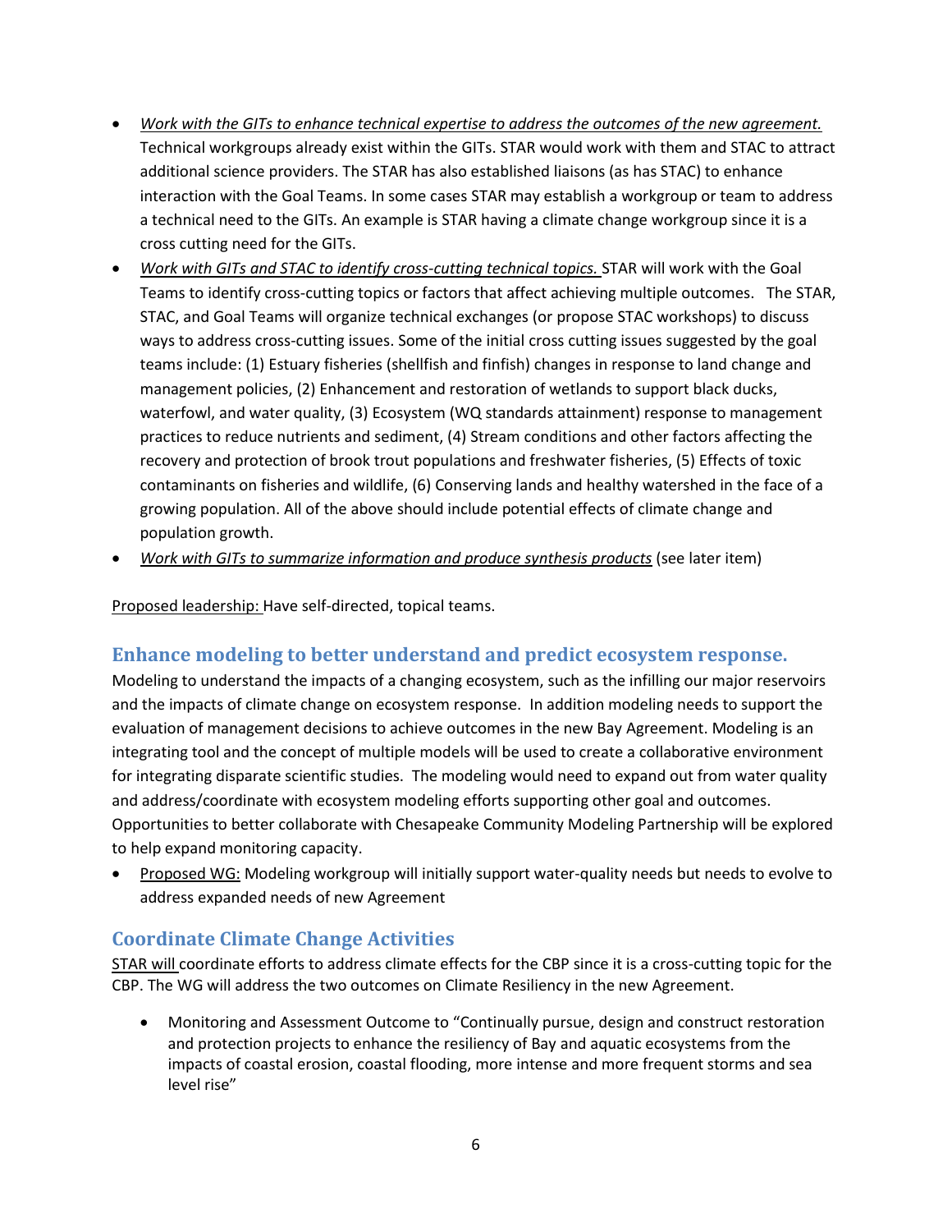- *Work with the GITs to enhance technical expertise to address the outcomes of the new agreement.* Technical workgroups already exist within the GITs. STAR would work with them and STAC to attract additional science providers. The STAR has also established liaisons (as has STAC) to enhance interaction with the Goal Teams. In some cases STAR may establish a workgroup or team to address a technical need to the GITs. An example is STAR having a climate change workgroup since it is a cross cutting need for the GITs.
- *Work with GITs and STAC to identify cross-cutting technical topics.* STAR will work with the Goal Teams to identify cross-cutting topics or factors that affect achieving multiple outcomes. The STAR, STAC, and Goal Teams will organize technical exchanges (or propose STAC workshops) to discuss ways to address cross-cutting issues. Some of the initial cross cutting issues suggested by the goal teams include: (1) Estuary fisheries (shellfish and finfish) changes in response to land change and management policies, (2) Enhancement and restoration of wetlands to support black ducks, waterfowl, and water quality, (3) Ecosystem (WQ standards attainment) response to management practices to reduce nutrients and sediment, (4) Stream conditions and other factors affecting the recovery and protection of brook trout populations and freshwater fisheries, (5) Effects of toxic contaminants on fisheries and wildlife, (6) Conserving lands and healthy watershed in the face of a growing population. All of the above should include potential effects of climate change and population growth.
- *Work with GITs to summarize information and produce synthesis products* (see later item)

Proposed leadership: Have self-directed, topical teams.

## Enhance modeling to better understand and predict ecosystem response.

Modeling to understand the impacts of a changing ecosystem, such as the infilling our major reservoirs and the impacts of climate change on ecosystem response. In addition modeling needs to support the evaluation of management decisions to achieve outcomes in the new Bay Agreement. Modeling is an integrating tool and the concept of multiple models will be used to create a collaborative environment for integrating disparate scientific studies. The modeling would need to expand out from water quality and address/coordinate with ecosystem modeling efforts supporting other goal and outcomes. Opportunities to better collaborate with Chesapeake Community Modeling Partnership will be explored to help expand monitoring capacity.

- Proposed WG: Modeling workgroup will initially support water-quality needs but needs to evolve to address expanded needs of new Agreement

## Coordinate Climate Change Activities

STAR will coordinate efforts to address climate effects for the CBP since it is a cross-cutting topic for the CBP. The WG will address the two outcomes on Climate Resiliency in the new Agreement.

- Monitoring and Assessment Outcome to "Continually pursue, design and construct restoration and protection projects to enhance the resiliency of Bay and aquatic ecosystems from the impacts of coastal erosion, coastal flooding, more intense and more frequent storms and sea level rise"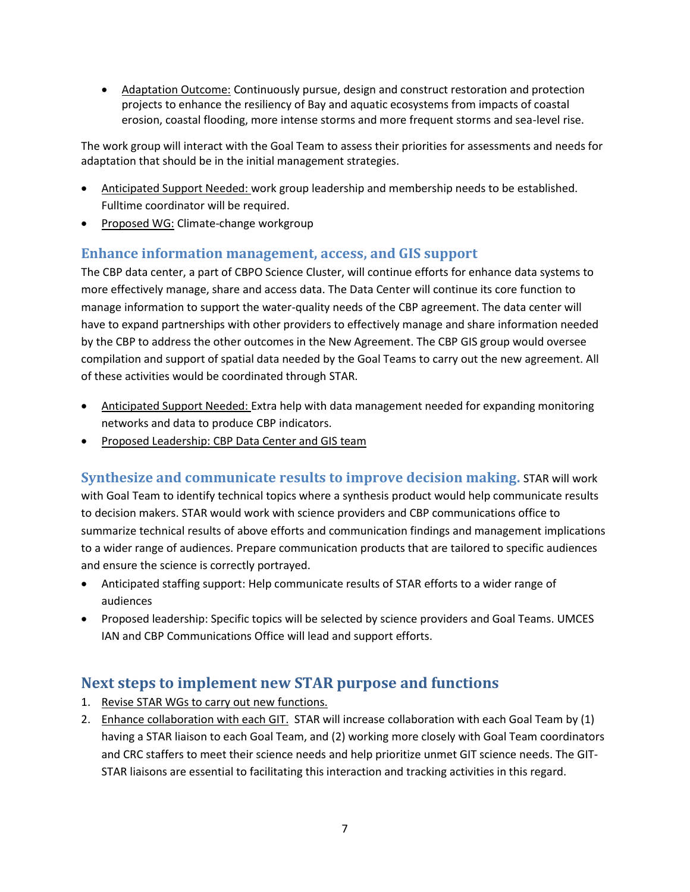- Adaptation Outcome: Continuously pursue, design and construct restoration and protection projects to enhance the resiliency of Bay and aquatic ecosystems from impacts of coastal erosion, coastal flooding, more intense storms and more frequent storms and sea-level rise.

The work group will interact with the Goal Team to assess their priorities for assessments and needs for adaptation that should be in the initial management strategies.

- Anticipated Support Needed: work group leadership and membership needs to be established. Fulltime coordinator will be required.
- Proposed WG: Climate-change workgroup

## Enhance information management, access, and GIS support

The CBP data center, a part of CBPO Science Cluster, will continue efforts for enhance data systems to more effectively manage, share and access data. The Data Center will continue its core function to manage information to support the water-quality needs of the CBP agreement. The data center will have to expand partnerships with other providers to effectively manage and share information needed by the CBP to address the other outcomes in the New Agreement. The CBP GIS group would oversee compilation and support of spatial data needed by the Goal Teams to carry out the new agreement. All of these activities would be coordinated through STAR.

- Anticipated Support Needed: Extra help with data management needed for expanding monitoring networks and data to produce CBP indicators.
- Proposed Leadership: CBP Data Center and GIS team

## Synthesize and communicate results to improve decision making.

STAR will work with Goal Team to identify technical topics where a synthesis product would help communicate results to decision makers. STAR would work with science providers and CBP communications office to summarize technical results of above efforts and communication findings and management implications to a wider range of audiences. Prepare communication products that are tailored to specific audiences and ensure the science is correctly portrayed.

- Anticipated staffing support: Help communicate results of STAR efforts to a wider range of audiences
- Proposed leadership: Specific topics will be selected by science providers and Goal Teams. UMCES IAN and CBP Communications Office will lead and support efforts.

## Next steps to implement new STAR purpose and functions

1. Revise STAR WGs to carry out new functions.
2. Enhance collaboration with each GIT. STAR will increase collaboration with each Goal Team by (1) having a STAR liaison to each Goal Team, and (2) working more closely with Goal Team coordinators and CRC staffers to meet their science needs and help prioritize unmet GIT science needs. The GIT-STAR liaisons are essential to facilitating this interaction and tracking activities in this regard.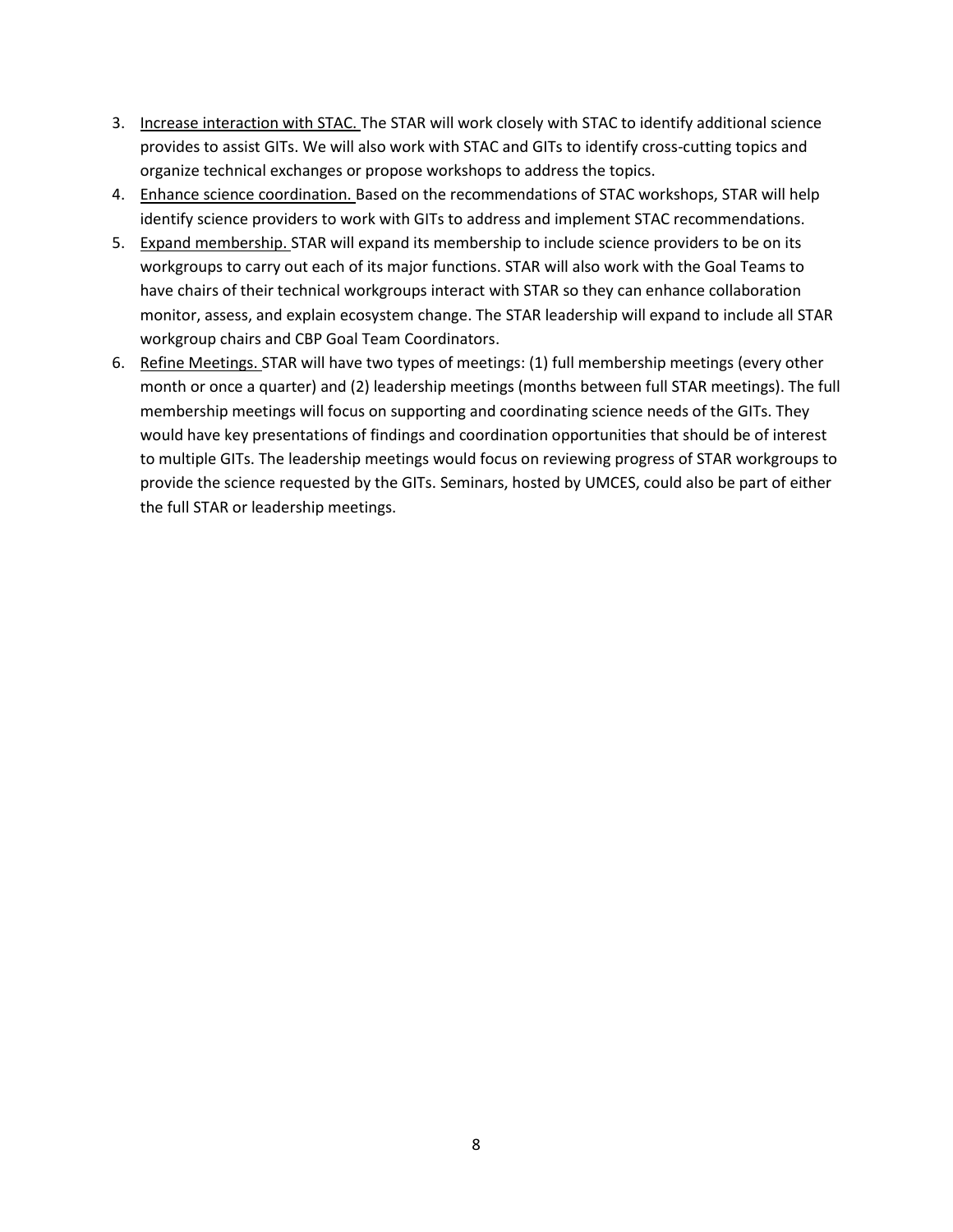3. <u>Increase interaction with STAC.</u> The STAR will work closely with STAC to identify additional science provides to assist GITs. We will also work with STAC and GITs to identify cross-cutting topics and organize technical exchanges or propose workshops to address the topics.
4. <u>Enhance science coordination.</u> Based on the recommendations of STAC workshops, STAR will help identify science providers to work with GITs to address and implement STAC recommendations.
5. <u>Expand membership.</u> STAR will expand its membership to include science providers to be on its workgroups to carry out each of its major functions. STAR will also work with the Goal Teams to have chairs of their technical workgroups interact with STAR so they can enhance collaboration monitor, assess, and explain ecosystem change. The STAR leadership will expand to include all STAR workgroup chairs and CBP Goal Team Coordinators.
6. <u>Refine Meetings.</u> STAR will have two types of meetings: (1) full membership meetings (every other month or once a quarter) and (2) leadership meetings (months between full STAR meetings). The full membership meetings will focus on supporting and coordinating science needs of the GITs. They would have key presentations of findings and coordination opportunities that should be of interest to multiple GITs. The leadership meetings would focus on reviewing progress of STAR workgroups to provide the science requested by the GITs. Seminars, hosted by UMCES, could also be part of either the full STAR or leadership meetings.